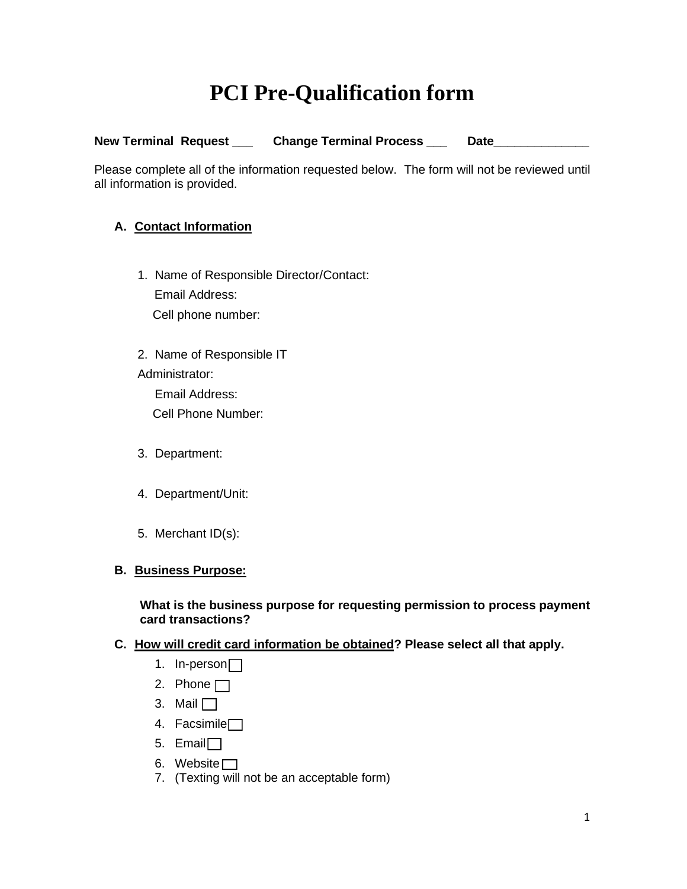# PCI Pre-Qualification form

**New Terminal Request ___ Change Terminal Process ___ Date_____________**

Please complete all of the information requested below. The form will not be reviewed until all information is provided.

## A. Contact Information

1. Name of Responsible Director/Contact:
   Email Address:
   Cell phone number:

2. Name of Responsible IT Administrator:
   Email Address:
   Cell Phone Number:

3. Department:

4. Department/Unit:

5. Merchant ID(s):

## B. Business Purpose:

**What is the business purpose for requesting permission to process payment card transactions?**

## C. How will credit card information be obtained? Please select all that apply.

1. In-person ☐
2. Phone ☐
3. Mail ☐
4. Facsimile ☐
5. Email ☐
6. Website ☐
7. (Texting will not be an acceptable form)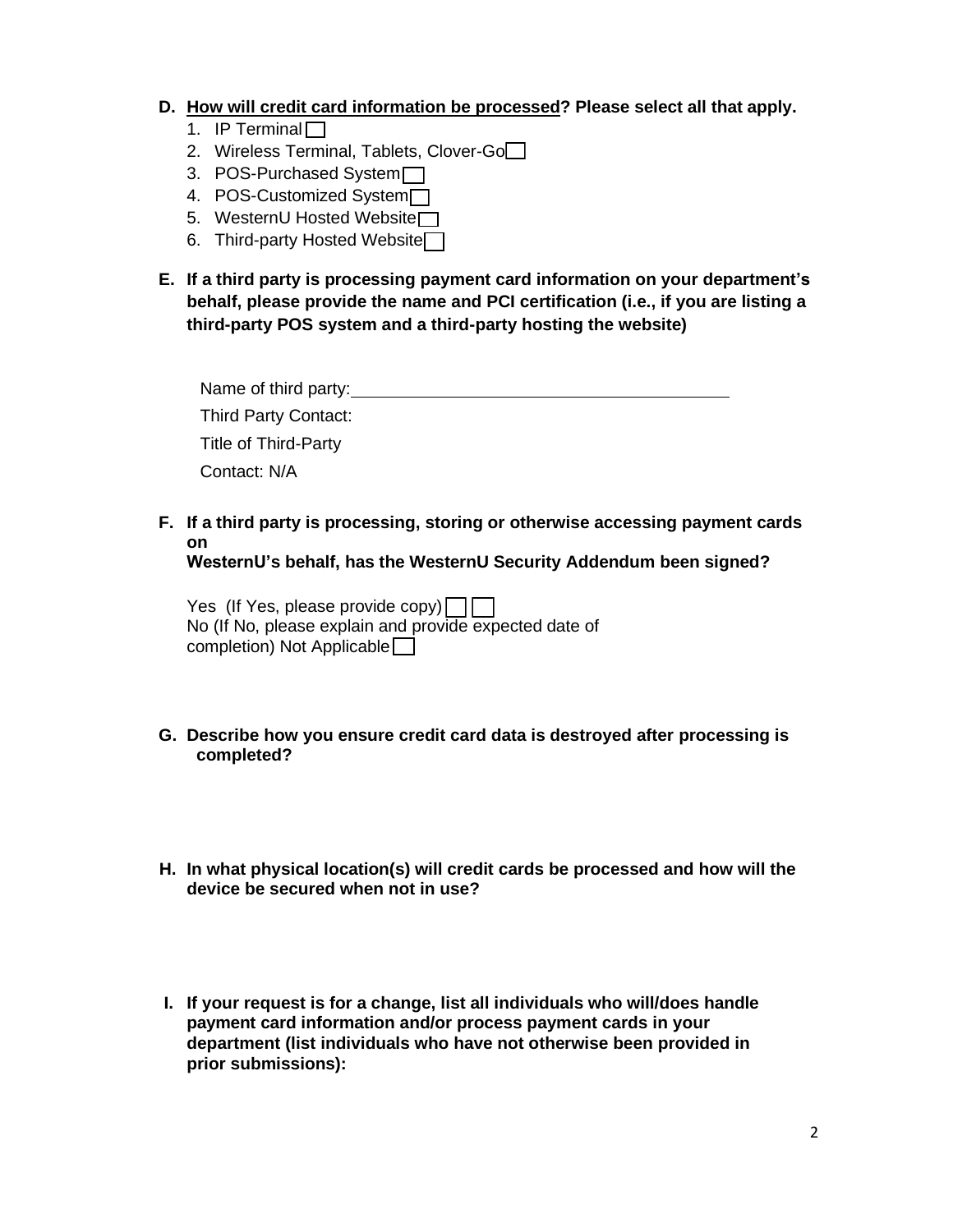**D. <u>How will credit card information be processed</u>? Please select all that apply.**

1. IP Terminal ☐
2. Wireless Terminal, Tablets, Clover-Go ☐
3. POS-Purchased System ☐
4. POS-Customized System ☐
5. WesternU Hosted Website ☐
6. Third-party Hosted Website ☐

**E. If a third party is processing payment card information on your department's behalf, please provide the name and PCI certification (i.e., if you are listing a third-party POS system and a third-party hosting the website)**

Name of third party: ____________________________________________

Third Party Contact:

Title of Third-Party

Contact: N/A

**F. If a third party is processing, storing or otherwise accessing payment cards on WesternU's behalf, has the WesternU Security Addendum been signed?**

Yes (If Yes, please provide copy) ☐ ☐
No (If No, please explain and provide expected date of completion) Not Applicable ☐

**G. Describe how you ensure credit card data is destroyed after processing is completed?**

**H. In what physical location(s) will credit cards be processed and how will the device be secured when not in use?**

**I. If your request is for a change, list all individuals who will/does handle payment card information and/or process payment cards in your department (list individuals who have not otherwise been provided in prior submissions):**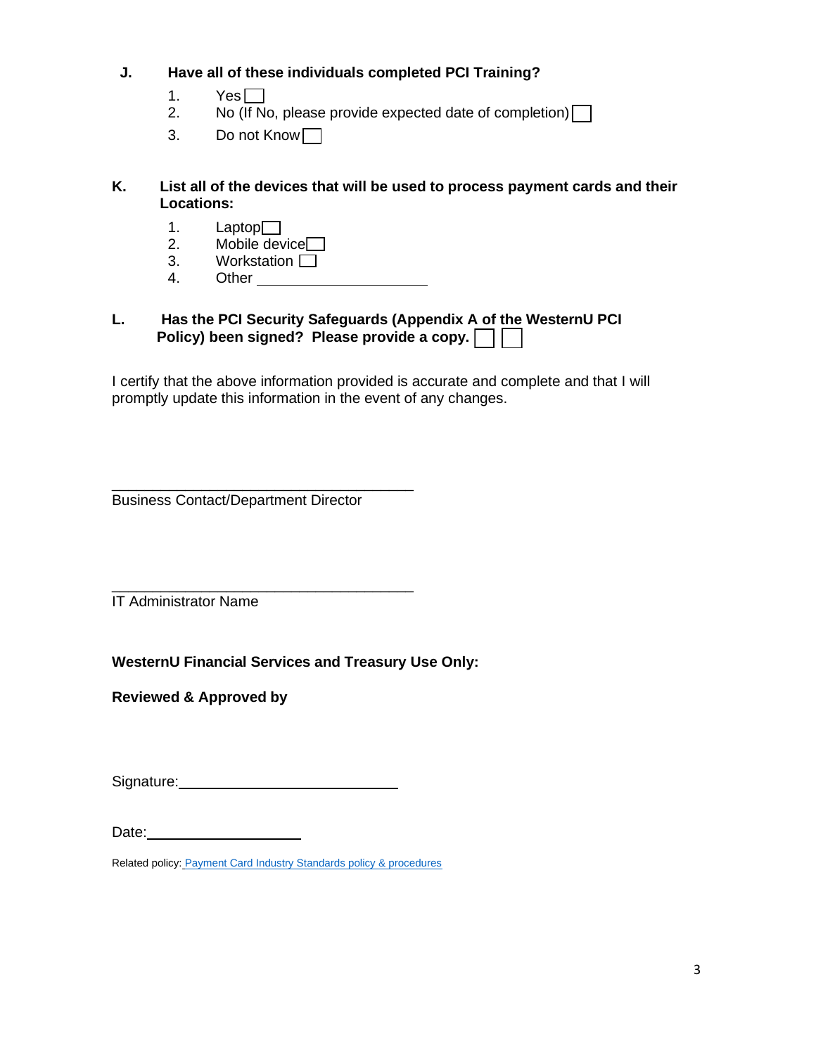**J. Have all of these individuals completed PCI Training?**

1. Yes ☐
2. No (If No, please provide expected date of completion) ☐
3. Do not Know ☐

**K. List all of the devices that will be used to process payment cards and their Locations:**

1. Laptop ☐
2. Mobile device ☐
3. Workstation ☐
4. Other ______________________

**L. Has the PCI Security Safeguards (Appendix A of the WesternU PCI Policy) been signed? Please provide a copy.** ☐ ☐

I certify that the above information provided is accurate and complete and that I will promptly update this information in the event of any changes.

______________________________________
Business Contact/Department Director

______________________________________
IT Administrator Name

**WesternU Financial Services and Treasury Use Only:**

**Reviewed & Approved by**

Signature: ____________________________

Date: ____________________

Related policy: [Payment Card Industry Standards policy & procedures]